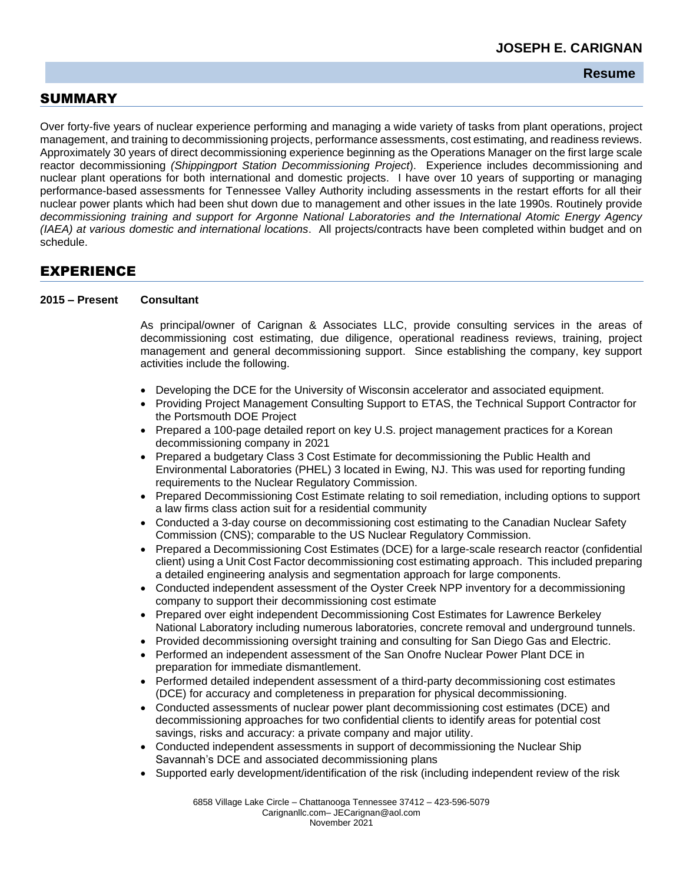# JOSEPH E. CARIGNAN

**Resume**

## SUMMARY

Over forty-five years of nuclear experience performing and managing a wide variety of tasks from plant operations, project management, and training to decommissioning projects, performance assessments, cost estimating, and readiness reviews. Approximately 30 years of direct decommissioning experience beginning as the Operations Manager on the first large scale reactor decommissioning *(Shippingport Station Decommissioning Project*). Experience includes decommissioning and nuclear plant operations for both international and domestic projects. I have over 10 years of supporting or managing performance-based assessments for Tennessee Valley Authority including assessments in the restart efforts for all their nuclear power plants which had been shut down due to management and other issues in the late 1990s. Routinely provide *decommissioning training and support for Argonne National Laboratories and the International Atomic Energy Agency (IAEA) at various domestic and international locations*. All projects/contracts have been completed within budget and on schedule.

## EXPERIENCE

**2015 – Present** **Consultant**

As principal/owner of Carignan & Associates LLC, provide consulting services in the areas of decommissioning cost estimating, due diligence, operational readiness reviews, training, project management and general decommissioning support. Since establishing the company, key support activities include the following.

- Developing the DCE for the University of Wisconsin accelerator and associated equipment.
- Providing Project Management Consulting Support to ETAS, the Technical Support Contractor for the Portsmouth DOE Project
- Prepared a 100-page detailed report on key U.S. project management practices for a Korean decommissioning company in 2021
- Prepared a budgetary Class 3 Cost Estimate for decommissioning the Public Health and Environmental Laboratories (PHEL) 3 located in Ewing, NJ. This was used for reporting funding requirements to the Nuclear Regulatory Commission.
- Prepared Decommissioning Cost Estimate relating to soil remediation, including options to support a law firms class action suit for a residential community
- Conducted a 3-day course on decommissioning cost estimating to the Canadian Nuclear Safety Commission (CNS); comparable to the US Nuclear Regulatory Commission.
- Prepared a Decommissioning Cost Estimates (DCE) for a large-scale research reactor (confidential client) using a Unit Cost Factor decommissioning cost estimating approach. This included preparing a detailed engineering analysis and segmentation approach for large components.
- Conducted independent assessment of the Oyster Creek NPP inventory for a decommissioning company to support their decommissioning cost estimate
- Prepared over eight independent Decommissioning Cost Estimates for Lawrence Berkeley National Laboratory including numerous laboratories, concrete removal and underground tunnels.
- Provided decommissioning oversight training and consulting for San Diego Gas and Electric.
- Performed an independent assessment of the San Onofre Nuclear Power Plant DCE in preparation for immediate dismantlement.
- Performed detailed independent assessment of a third-party decommissioning cost estimates (DCE) for accuracy and completeness in preparation for physical decommissioning.
- Conducted assessments of nuclear power plant decommissioning cost estimates (DCE) and decommissioning approaches for two confidential clients to identify areas for potential cost savings, risks and accuracy: a private company and major utility.
- Conducted independent assessments in support of decommissioning the Nuclear Ship Savannah's DCE and associated decommissioning plans
- Supported early development/identification of the risk (including independent review of the risk

6858 Village Lake Circle – Chattanooga Tennessee 37412 – 423-596-5079
Carignanllc.com– JECarignan@aol.com
November 2021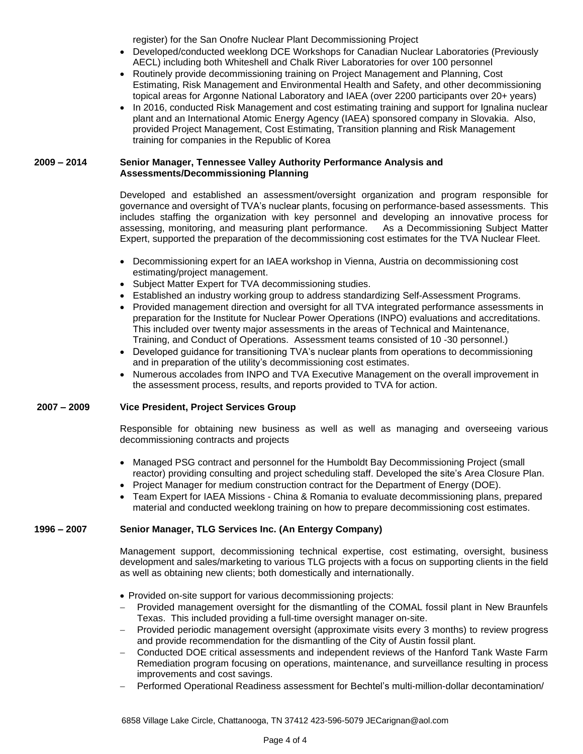register) for the San Onofre Nuclear Plant Decommissioning Project

- Developed/conducted weeklong DCE Workshops for Canadian Nuclear Laboratories (Previously AECL) including both Whiteshell and Chalk River Laboratories for over 100 personnel
- Routinely provide decommissioning training on Project Management and Planning, Cost Estimating, Risk Management and Environmental Health and Safety, and other decommissioning topical areas for Argonne National Laboratory and IAEA (over 2200 participants over 20+ years)
- In 2016, conducted Risk Management and cost estimating training and support for Ignalina nuclear plant and an International Atomic Energy Agency (IAEA) sponsored company in Slovakia. Also, provided Project Management, Cost Estimating, Transition planning and Risk Management training for companies in the Republic of Korea

**2009 – 2014** **Senior Manager, Tennessee Valley Authority Performance Analysis and Assessments/Decommissioning Planning**

Developed and established an assessment/oversight organization and program responsible for governance and oversight of TVA's nuclear plants, focusing on performance-based assessments. This includes staffing the organization with key personnel and developing an innovative process for assessing, monitoring, and measuring plant performance. As a Decommissioning Subject Matter Expert, supported the preparation of the decommissioning cost estimates for the TVA Nuclear Fleet.

- Decommissioning expert for an IAEA workshop in Vienna, Austria on decommissioning cost estimating/project management.
- Subject Matter Expert for TVA decommissioning studies.
- Established an industry working group to address standardizing Self-Assessment Programs.
- Provided management direction and oversight for all TVA integrated performance assessments in preparation for the Institute for Nuclear Power Operations (INPO) evaluations and accreditations. This included over twenty major assessments in the areas of Technical and Maintenance, Training, and Conduct of Operations. Assessment teams consisted of 10 -30 personnel.)
- Developed guidance for transitioning TVA's nuclear plants from operations to decommissioning and in preparation of the utility's decommissioning cost estimates.
- Numerous accolades from INPO and TVA Executive Management on the overall improvement in the assessment process, results, and reports provided to TVA for action.

**2007 – 2009** **Vice President, Project Services Group**

Responsible for obtaining new business as well as well as managing and overseeing various decommissioning contracts and projects

- Managed PSG contract and personnel for the Humboldt Bay Decommissioning Project (small reactor) providing consulting and project scheduling staff. Developed the site's Area Closure Plan.
- Project Manager for medium construction contract for the Department of Energy (DOE).
- Team Expert for IAEA Missions - China & Romania to evaluate decommissioning plans, prepared material and conducted weeklong training on how to prepare decommissioning cost estimates.

**1996 – 2007** **Senior Manager, TLG Services Inc. (An Entergy Company)**

Management support, decommissioning technical expertise, cost estimating, oversight, business development and sales/marketing to various TLG projects with a focus on supporting clients in the field as well as obtaining new clients; both domestically and internationally.

- Provided on-site support for various decommissioning projects:
  - Provided management oversight for the dismantling of the COMAL fossil plant in New Braunfels Texas. This included providing a full-time oversight manager on-site.
  - Provided periodic management oversight (approximate visits every 3 months) to review progress and provide recommendation for the dismantling of the City of Austin fossil plant.
  - Conducted DOE critical assessments and independent reviews of the Hanford Tank Waste Farm Remediation program focusing on operations, maintenance, and surveillance resulting in process improvements and cost savings.
  - Performed Operational Readiness assessment for Bechtel's multi-million-dollar decontamination/

6858 Village Lake Circle, Chattanooga, TN 37412 423-596-5079 JECarignan@aol.com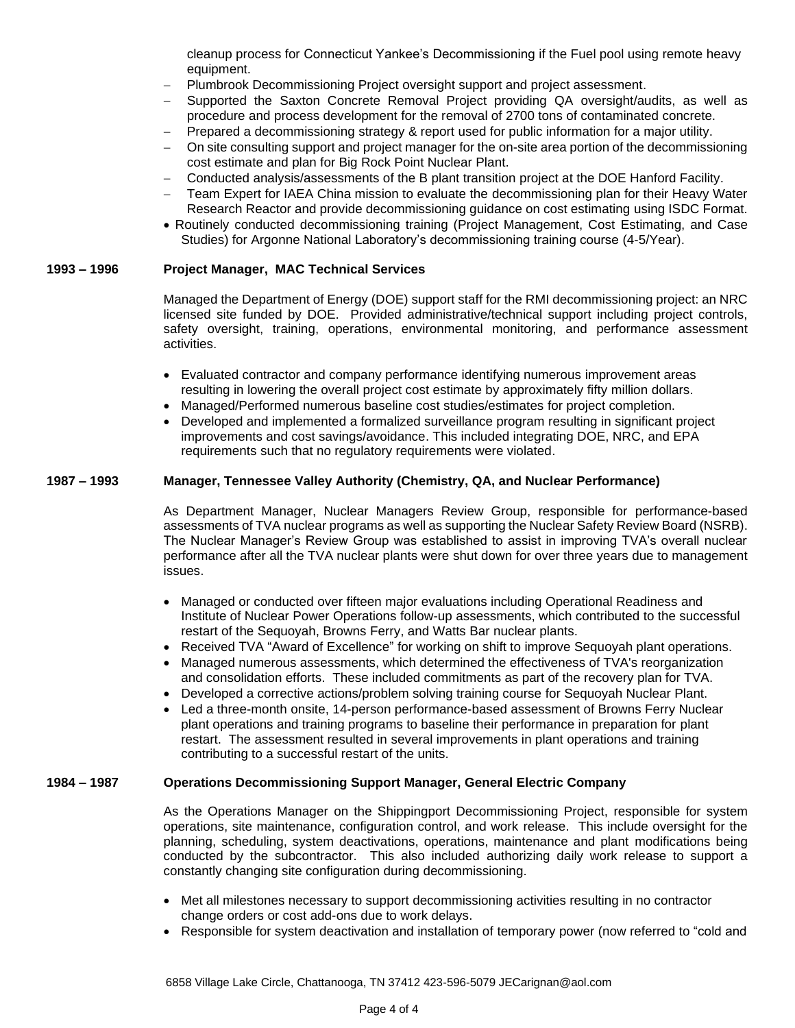cleanup process for Connecticut Yankee's Decommissioning if the Fuel pool using remote heavy equipment.

- Plumbrook Decommissioning Project oversight support and project assessment.
- Supported the Saxton Concrete Removal Project providing QA oversight/audits, as well as procedure and process development for the removal of 2700 tons of contaminated concrete.
- Prepared a decommissioning strategy & report used for public information for a major utility.
- On site consulting support and project manager for the on-site area portion of the decommissioning cost estimate and plan for Big Rock Point Nuclear Plant.
- Conducted analysis/assessments of the B plant transition project at the DOE Hanford Facility.
- Team Expert for IAEA China mission to evaluate the decommissioning plan for their Heavy Water Research Reactor and provide decommissioning guidance on cost estimating using ISDC Format.

- Routinely conducted decommissioning training (Project Management, Cost Estimating, and Case Studies) for Argonne National Laboratory's decommissioning training course (4-5/Year).

**1993 – 1996 Project Manager, MAC Technical Services**

Managed the Department of Energy (DOE) support staff for the RMI decommissioning project: an NRC licensed site funded by DOE. Provided administrative/technical support including project controls, safety oversight, training, operations, environmental monitoring, and performance assessment activities.

- Evaluated contractor and company performance identifying numerous improvement areas resulting in lowering the overall project cost estimate by approximately fifty million dollars.
- Managed/Performed numerous baseline cost studies/estimates for project completion.
- Developed and implemented a formalized surveillance program resulting in significant project improvements and cost savings/avoidance. This included integrating DOE, NRC, and EPA requirements such that no regulatory requirements were violated.

**1987 – 1993 Manager, Tennessee Valley Authority (Chemistry, QA, and Nuclear Performance)**

As Department Manager, Nuclear Managers Review Group, responsible for performance-based assessments of TVA nuclear programs as well as supporting the Nuclear Safety Review Board (NSRB). The Nuclear Manager's Review Group was established to assist in improving TVA's overall nuclear performance after all the TVA nuclear plants were shut down for over three years due to management issues.

- Managed or conducted over fifteen major evaluations including Operational Readiness and Institute of Nuclear Power Operations follow-up assessments, which contributed to the successful restart of the Sequoyah, Browns Ferry, and Watts Bar nuclear plants.
- Received TVA "Award of Excellence" for working on shift to improve Sequoyah plant operations.
- Managed numerous assessments, which determined the effectiveness of TVA's reorganization and consolidation efforts. These included commitments as part of the recovery plan for TVA.
- Developed a corrective actions/problem solving training course for Sequoyah Nuclear Plant.
- Led a three-month onsite, 14-person performance-based assessment of Browns Ferry Nuclear plant operations and training programs to baseline their performance in preparation for plant restart. The assessment resulted in several improvements in plant operations and training contributing to a successful restart of the units.

**1984 – 1987 Operations Decommissioning Support Manager, General Electric Company**

As the Operations Manager on the Shippingport Decommissioning Project, responsible for system operations, site maintenance, configuration control, and work release. This include oversight for the planning, scheduling, system deactivations, operations, maintenance and plant modifications being conducted by the subcontractor. This also included authorizing daily work release to support a constantly changing site configuration during decommissioning.

- Met all milestones necessary to support decommissioning activities resulting in no contractor change orders or cost add-ons due to work delays.
- Responsible for system deactivation and installation of temporary power (now referred to "cold and

6858 Village Lake Circle, Chattanooga, TN 37412 423-596-5079 JECarignan@aol.com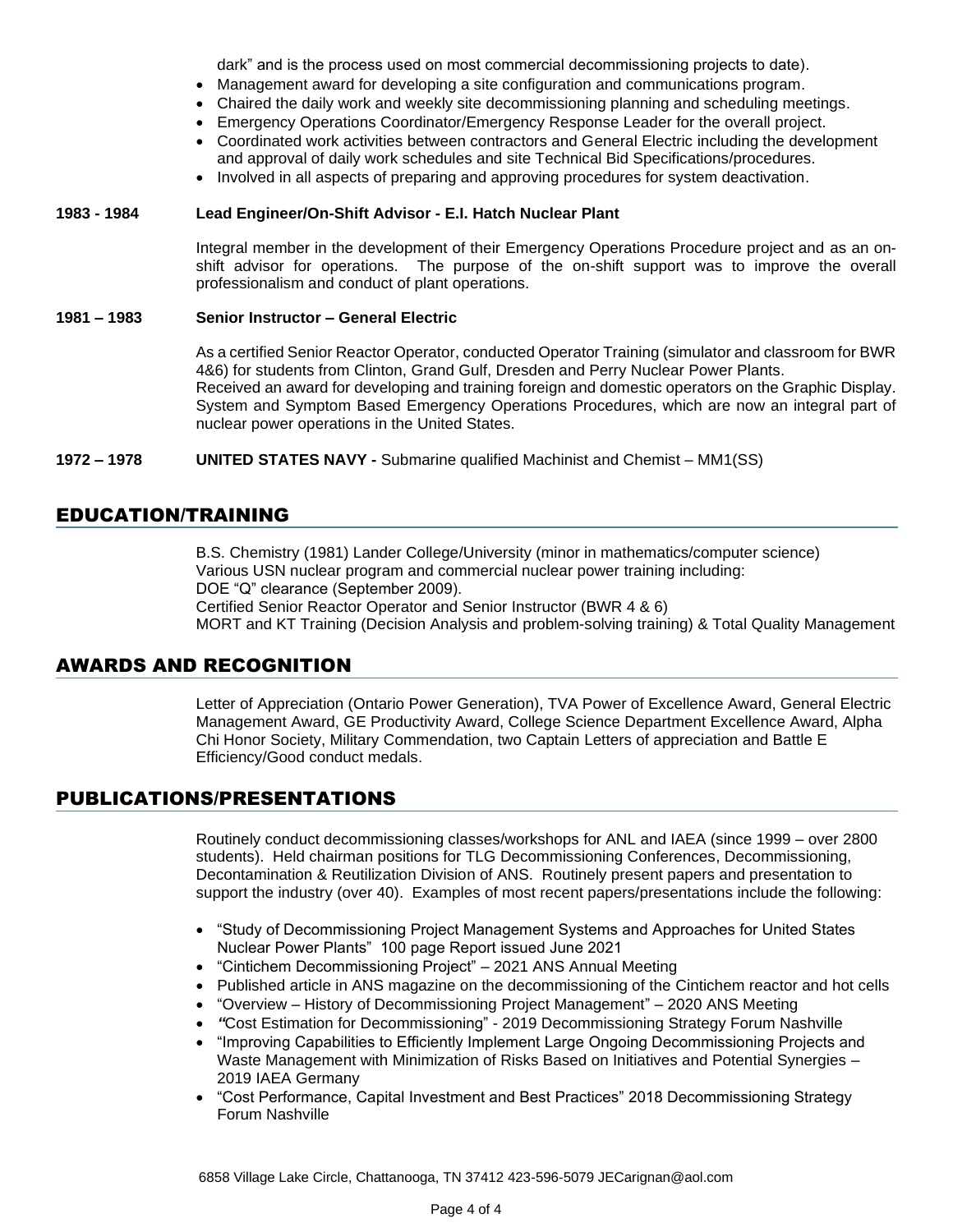dark" and is the process used on most commercial decommissioning projects to date).

- Management award for developing a site configuration and communications program.
- Chaired the daily work and weekly site decommissioning planning and scheduling meetings.
- Emergency Operations Coordinator/Emergency Response Leader for the overall project.
- Coordinated work activities between contractors and General Electric including the development and approval of daily work schedules and site Technical Bid Specifications/procedures.
- Involved in all aspects of preparing and approving procedures for system deactivation.

**1983 - 1984 Lead Engineer/On-Shift Advisor - E.I. Hatch Nuclear Plant**

Integral member in the development of their Emergency Operations Procedure project and as an on-shift advisor for operations. The purpose of the on-shift support was to improve the overall professionalism and conduct of plant operations.

**1981 – 1983 Senior Instructor – General Electric**

As a certified Senior Reactor Operator, conducted Operator Training (simulator and classroom for BWR 4&6) for students from Clinton, Grand Gulf, Dresden and Perry Nuclear Power Plants.
Received an award for developing and training foreign and domestic operators on the Graphic Display. System and Symptom Based Emergency Operations Procedures, which are now an integral part of nuclear power operations in the United States.

**1972 – 1978 UNITED STATES NAVY -** Submarine qualified Machinist and Chemist – MM1(SS)

## EDUCATION/TRAINING

B.S. Chemistry (1981) Lander College/University (minor in mathematics/computer science)
Various USN nuclear program and commercial nuclear power training including:
DOE "Q" clearance (September 2009).
Certified Senior Reactor Operator and Senior Instructor (BWR 4 & 6)
MORT and KT Training (Decision Analysis and problem-solving training) & Total Quality Management

## AWARDS AND RECOGNITION

Letter of Appreciation (Ontario Power Generation), TVA Power of Excellence Award, General Electric Management Award, GE Productivity Award, College Science Department Excellence Award, Alpha Chi Honor Society, Military Commendation, two Captain Letters of appreciation and Battle E Efficiency/Good conduct medals.

## PUBLICATIONS/PRESENTATIONS

Routinely conduct decommissioning classes/workshops for ANL and IAEA (since 1999 – over 2800 students). Held chairman positions for TLG Decommissioning Conferences, Decommissioning, Decontamination & Reutilization Division of ANS. Routinely present papers and presentation to support the industry (over 40). Examples of most recent papers/presentations include the following:

- "Study of Decommissioning Project Management Systems and Approaches for United States Nuclear Power Plants" 100 page Report issued June 2021
- "Cintichem Decommissioning Project" – 2021 ANS Annual Meeting
- Published article in ANS magazine on the decommissioning of the Cintichem reactor and hot cells
- "Overview – History of Decommissioning Project Management" – 2020 ANS Meeting
- *"*Cost Estimation for Decommissioning" - 2019 Decommissioning Strategy Forum Nashville
- "Improving Capabilities to Efficiently Implement Large Ongoing Decommissioning Projects and Waste Management with Minimization of Risks Based on Initiatives and Potential Synergies – 2019 IAEA Germany
- "Cost Performance, Capital Investment and Best Practices" 2018 Decommissioning Strategy Forum Nashville

6858 Village Lake Circle, Chattanooga, TN 37412 423-596-5079 JECarignan@aol.com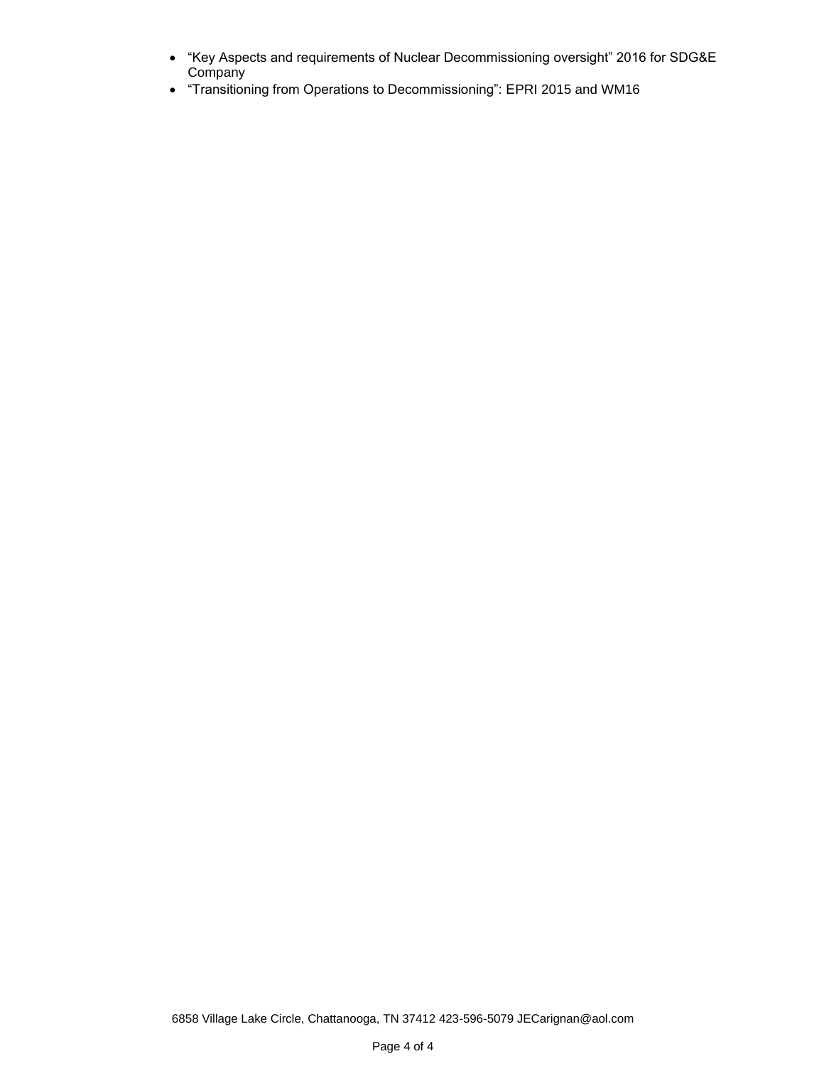- "Key Aspects and requirements of Nuclear Decommissioning oversight" 2016 for SDG&E Company
- "Transitioning from Operations to Decommissioning": EPRI 2015 and WM16

6858 Village Lake Circle, Chattanooga, TN 37412 423-596-5079 JECarignan@aol.com